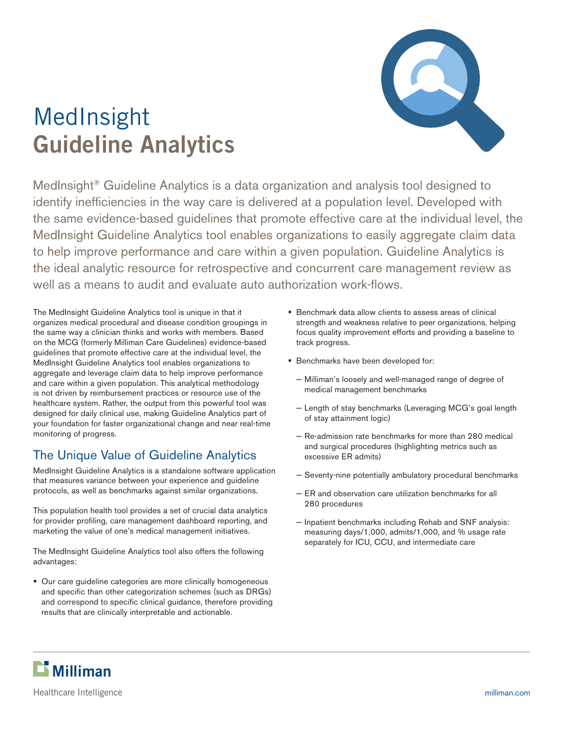# MedInsight
# Guideline Analytics

MedInsight® Guideline Analytics is a data organization and analysis tool designed to identify inefficiencies in the way care is delivered at a population level. Developed with the same evidence-based guidelines that promote effective care at the individual level, the MedInsight Guideline Analytics tool enables organizations to easily aggregate claim data to help improve performance and care within a given population. Guideline Analytics is the ideal analytic resource for retrospective and concurrent care management review as well as a means to audit and evaluate auto authorization work-flows.

The MedInsight Guideline Analytics tool is unique in that it organizes medical procedural and disease condition groupings in the same way a clinician thinks and works with members. Based on the MCG (formerly Milliman Care Guidelines) evidence-based guidelines that promote effective care at the individual level, the MedInsight Guideline Analytics tool enables organizations to aggregate and leverage claim data to help improve performance and care within a given population. This analytical methodology is not driven by reimbursement practices or resource use of the healthcare system. Rather, the output from this powerful tool was designed for daily clinical use, making Guideline Analytics part of your foundation for faster organizational change and near real-time monitoring of progress.

## The Unique Value of Guideline Analytics

MedInsight Guideline Analytics is a standalone software application that measures variance between your experience and guideline protocols, as well as benchmarks against similar organizations.

This population health tool provides a set of crucial data analytics for provider profiling, care management dashboard reporting, and marketing the value of one's medical management initiatives.

The MedInsight Guideline Analytics tool also offers the following advantages:

- Our care guideline categories are more clinically homogeneous and specific than other categorization schemes (such as DRGs) and correspond to specific clinical guidance, therefore providing results that are clinically interpretable and actionable.
- Benchmark data allow clients to assess areas of clinical strength and weakness relative to peer organizations, helping focus quality improvement efforts and providing a baseline to track progress.
- Benchmarks have been developed for:
  - Milliman's loosely and well-managed range of degree of medical management benchmarks
  - Length of stay benchmarks (Leveraging MCG's goal length of stay attainment logic)
  - Re-admission rate benchmarks for more than 280 medical and surgical procedures (highlighting metrics such as excessive ER admits)
  - Seventy-nine potentially ambulatory procedural benchmarks
  - ER and observation care utilization benchmarks for all 280 procedures
  - Inpatient benchmarks including Rehab and SNF analysis: measuring days/1,000, admits/1,000, and % usage rate separately for ICU, CCU, and intermediate care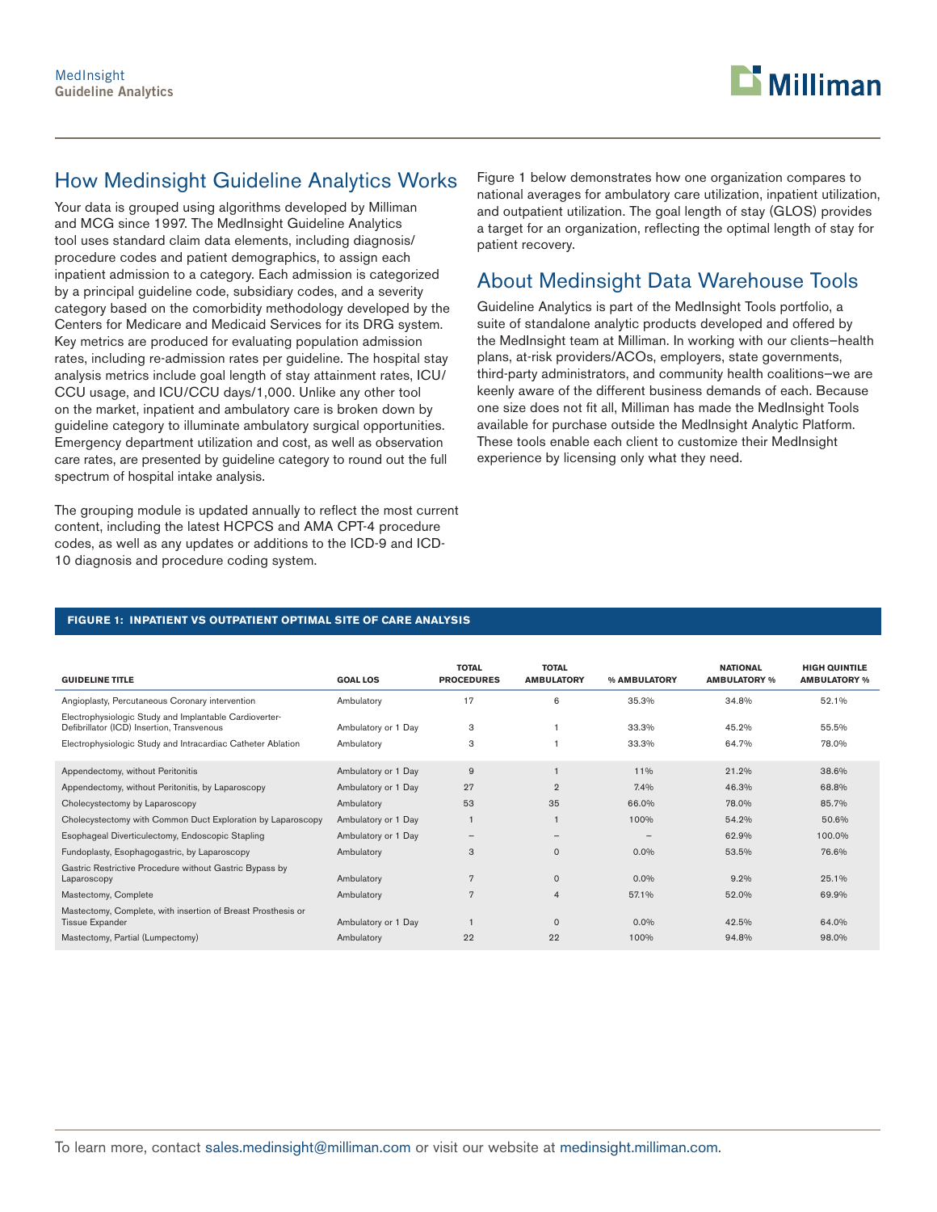## How Medinsight Guideline Analytics Works

Your data is grouped using algorithms developed by Milliman and MCG since 1997. The MedInsight Guideline Analytics tool uses standard claim data elements, including diagnosis/procedure codes and patient demographics, to assign each inpatient admission to a category. Each admission is categorized by a principal guideline code, subsidiary codes, and a severity category based on the comorbidity methodology developed by the Centers for Medicare and Medicaid Services for its DRG system. Key metrics are produced for evaluating population admission rates, including re-admission rates per guideline. The hospital stay analysis metrics include goal length of stay attainment rates, ICU/CCU usage, and ICU/CCU days/1,000. Unlike any other tool on the market, inpatient and ambulatory care is broken down by guideline category to illuminate ambulatory surgical opportunities. Emergency department utilization and cost, as well as observation care rates, are presented by guideline category to round out the full spectrum of hospital intake analysis.

The grouping module is updated annually to reflect the most current content, including the latest HCPCS and AMA CPT-4 procedure codes, as well as any updates or additions to the ICD-9 and ICD-10 diagnosis and procedure coding system.

Figure 1 below demonstrates how one organization compares to national averages for ambulatory care utilization, inpatient utilization, and outpatient utilization. The goal length of stay (GLOS) provides a target for an organization, reflecting the optimal length of stay for patient recovery.

## About Medinsight Data Warehouse Tools

Guideline Analytics is part of the MedInsight Tools portfolio, a suite of standalone analytic products developed and offered by the MedInsight team at Milliman. In working with our clients—health plans, at-risk providers/ACOs, employers, state governments, third-party administrators, and community health coalitions—we are keenly aware of the different business demands of each. Because one size does not fit all, Milliman has made the MedInsight Tools available for purchase outside the MedInsight Analytic Platform. These tools enable each client to customize their MedInsight experience by licensing only what they need.

**FIGURE 1: INPATIENT VS OUTPATIENT OPTIMAL SITE OF CARE ANALYSIS**

| GUIDELINE TITLE | GOAL LOS | TOTAL PROCEDURES | TOTAL AMBULATORY | % AMBULATORY | NATIONAL AMBULATORY % | HIGH QUINTILE AMBULATORY % |
|---|---|---|---|---|---|---|
| Angioplasty, Percutaneous Coronary intervention | Ambulatory | 17 | 6 | 35.3% | 34.8% | 52.1% |
| Electrophysiologic Study and Implantable Cardioverter-Defibrillator (ICD) Insertion, Transvenous | Ambulatory or 1 Day | 3 | 1 | 33.3% | 45.2% | 55.5% |
| Electrophysiologic Study and Intracardiac Catheter Ablation | Ambulatory | 3 | 1 | 33.3% | 64.7% | 78.0% |
| Appendectomy, without Peritonitis | Ambulatory or 1 Day | 9 | 1 | 11% | 21.2% | 38.6% |
| Appendectomy, without Peritonitis, by Laparoscopy | Ambulatory or 1 Day | 27 | 2 | 7.4% | 46.3% | 68.8% |
| Cholecystectomy by Laparoscopy | Ambulatory | 53 | 35 | 66.0% | 78.0% | 85.7% |
| Cholecystectomy with Common Duct Exploration by Laparoscopy | Ambulatory or 1 Day | 1 | 1 | 100% | 54.2% | 50.6% |
| Esophageal Diverticulectomy, Endoscopic Stapling | Ambulatory or 1 Day | – | – | – | 62.9% | 100.0% |
| Fundoplasty, Esophagogastric, by Laparoscopy | Ambulatory | 3 | 0 | 0.0% | 53.5% | 76.6% |
| Gastric Restrictive Procedure without Gastric Bypass by Laparoscopy | Ambulatory | 7 | 0 | 0.0% | 9.2% | 25.1% |
| Mastectomy, Complete | Ambulatory | 7 | 4 | 57.1% | 52.0% | 69.9% |
| Mastectomy, Complete, with insertion of Breast Prosthesis or Tissue Expander | Ambulatory or 1 Day | 1 | 0 | 0.0% | 42.5% | 64.0% |
| Mastectomy, Partial (Lumpectomy) | Ambulatory | 22 | 22 | 100% | 94.8% | 98.0% |

To learn more, contact sales.medinsight@milliman.com or visit our website at medinsight.milliman.com.